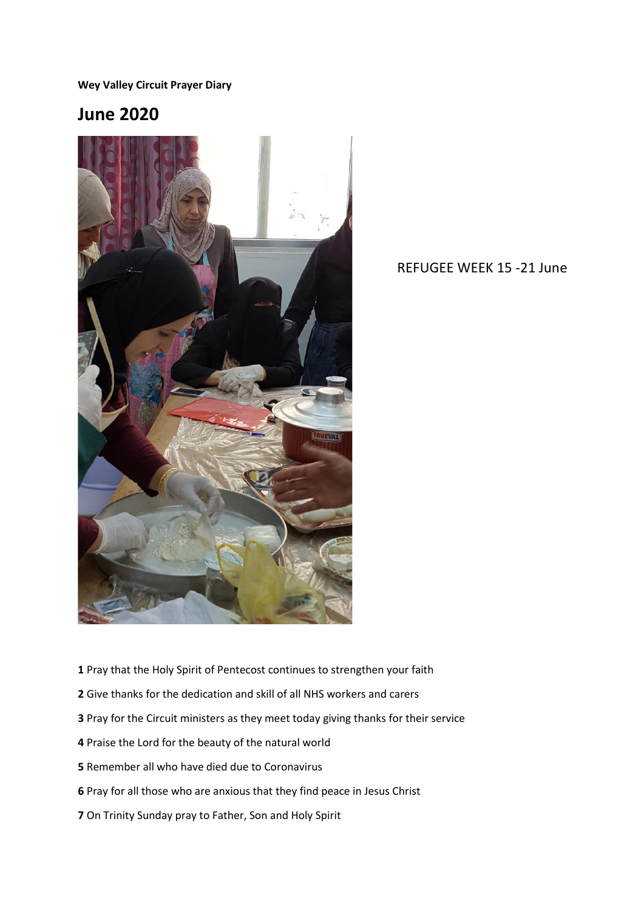**Wey Valley Circuit Prayer Diary**

# June 2020

REFUGEE WEEK 15 -21 June

**1** Pray that the Holy Spirit of Pentecost continues to strengthen your faith

**2** Give thanks for the dedication and skill of all NHS workers and carers

**3** Pray for the Circuit ministers as they meet today giving thanks for their service

**4** Praise the Lord for the beauty of the natural world

**5** Remember all who have died due to Coronavirus

**6** Pray for all those who are anxious that they find peace in Jesus Christ

**7** On Trinity Sunday pray to Father, Son and Holy Spirit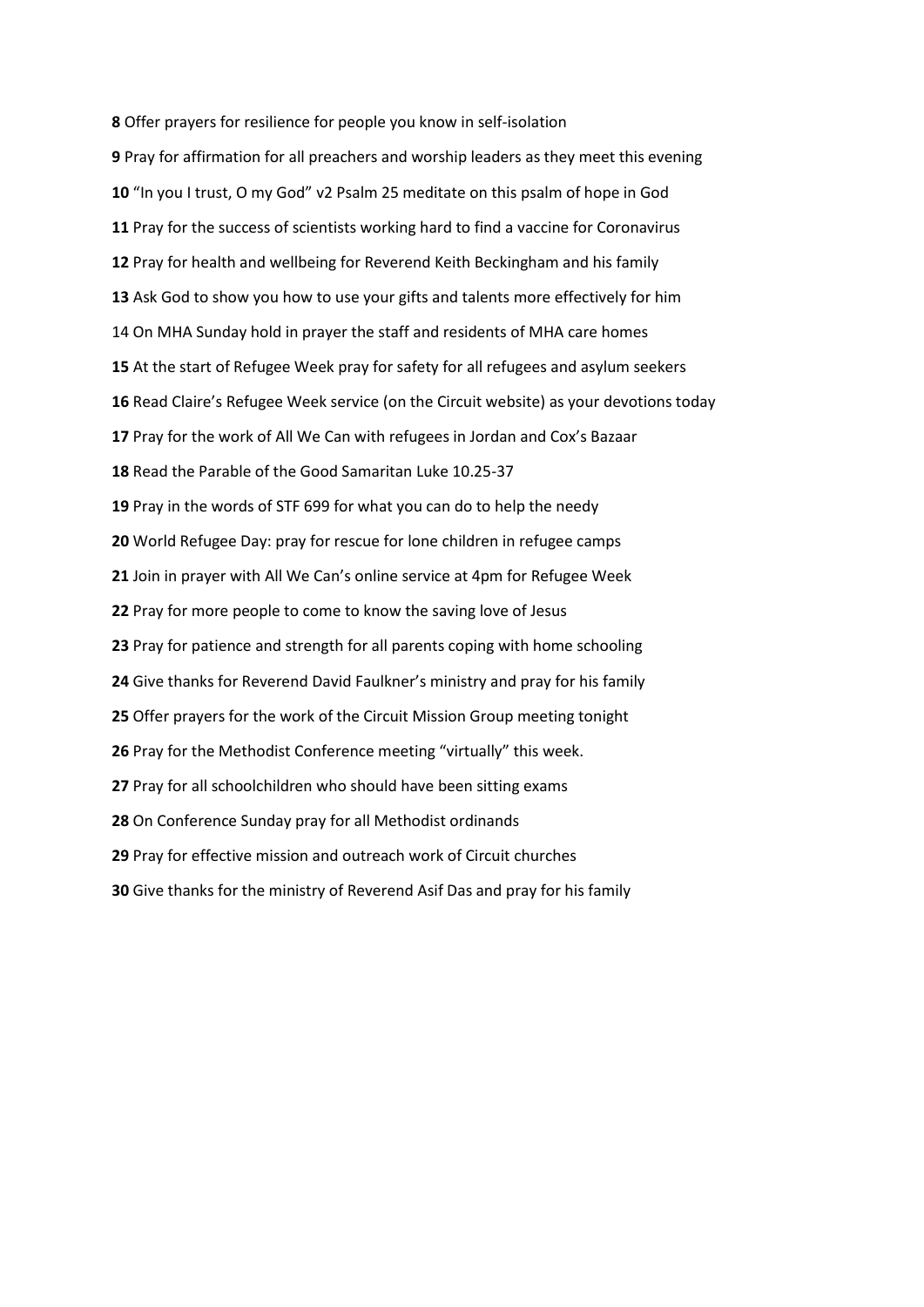**8** Offer prayers for resilience for people you know in self-isolation

**9** Pray for affirmation for all preachers and worship leaders as they meet this evening

**10** "In you I trust, O my God" v2 Psalm 25 meditate on this psalm of hope in God

**11** Pray for the success of scientists working hard to find a vaccine for Coronavirus

**12** Pray for health and wellbeing for Reverend Keith Beckingham and his family

**13** Ask God to show you how to use your gifts and talents more effectively for him

14 On MHA Sunday hold in prayer the staff and residents of MHA care homes

**15** At the start of Refugee Week pray for safety for all refugees and asylum seekers

**16** Read Claire's Refugee Week service (on the Circuit website) as your devotions today

**17** Pray for the work of All We Can with refugees in Jordan and Cox's Bazaar

**18** Read the Parable of the Good Samaritan Luke 10.25-37

**19** Pray in the words of STF 699 for what you can do to help the needy

**20** World Refugee Day: pray for rescue for lone children in refugee camps

**21** Join in prayer with All We Can's online service at 4pm for Refugee Week

**22** Pray for more people to come to know the saving love of Jesus

**23** Pray for patience and strength for all parents coping with home schooling

**24** Give thanks for Reverend David Faulkner's ministry and pray for his family

**25** Offer prayers for the work of the Circuit Mission Group meeting tonight

**26** Pray for the Methodist Conference meeting "virtually" this week.

**27** Pray for all schoolchildren who should have been sitting exams

**28** On Conference Sunday pray for all Methodist ordinands

**29** Pray for effective mission and outreach work of Circuit churches

**30** Give thanks for the ministry of Reverend Asif Das and pray for his family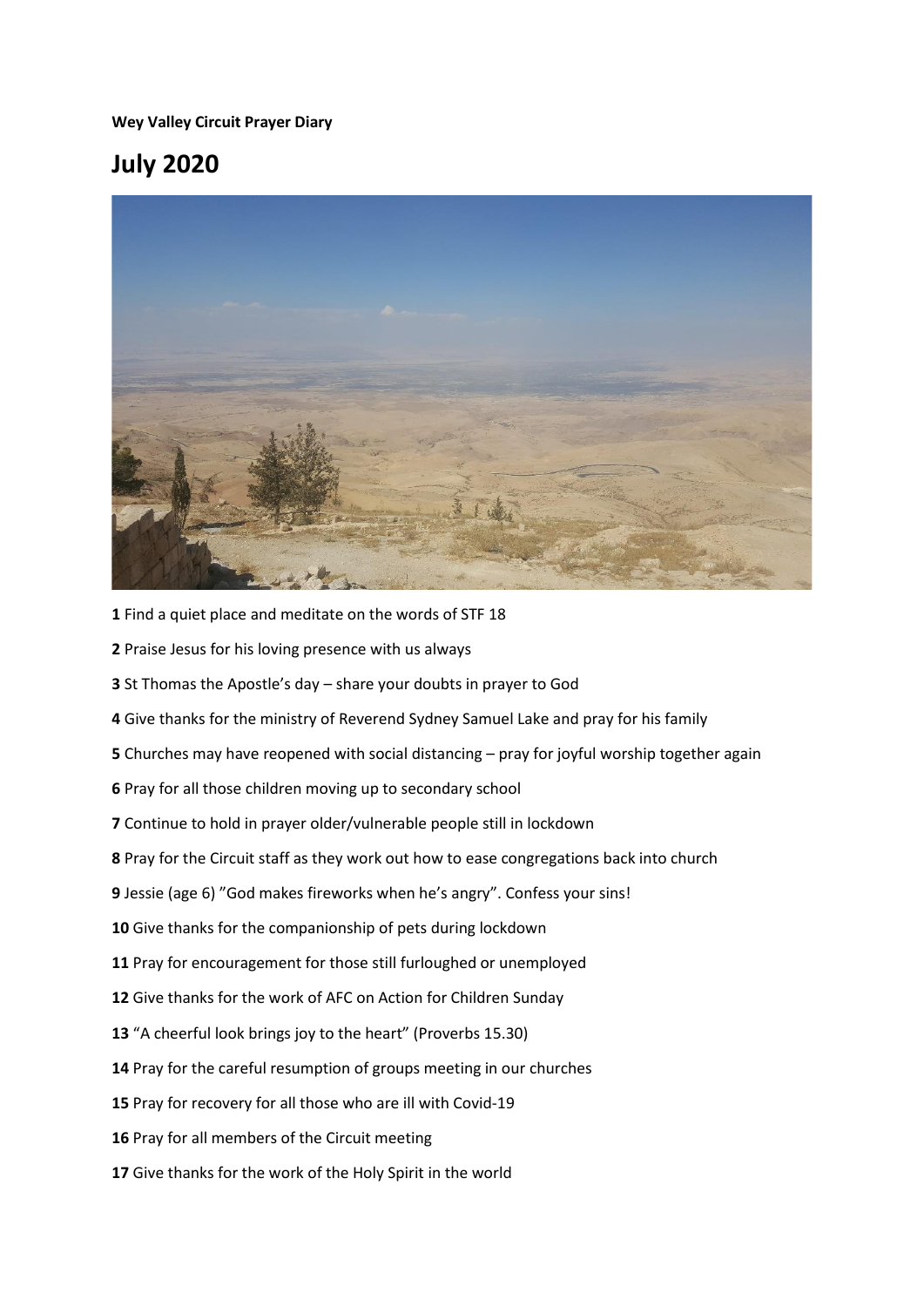**Wey Valley Circuit Prayer Diary**

# July 2020

**1** Find a quiet place and meditate on the words of STF 18

**2** Praise Jesus for his loving presence with us always

**3** St Thomas the Apostle's day – share your doubts in prayer to God

**4** Give thanks for the ministry of Reverend Sydney Samuel Lake and pray for his family

**5** Churches may have reopened with social distancing – pray for joyful worship together again

**6** Pray for all those children moving up to secondary school

**7** Continue to hold in prayer older/vulnerable people still in lockdown

**8** Pray for the Circuit staff as they work out how to ease congregations back into church

**9** Jessie (age 6) "God makes fireworks when he's angry". Confess your sins!

**10** Give thanks for the companionship of pets during lockdown

**11** Pray for encouragement for those still furloughed or unemployed

**12** Give thanks for the work of AFC on Action for Children Sunday

**13** "A cheerful look brings joy to the heart" (Proverbs 15.30)

**14** Pray for the careful resumption of groups meeting in our churches

**15** Pray for recovery for all those who are ill with Covid-19

**16** Pray for all members of the Circuit meeting

**17** Give thanks for the work of the Holy Spirit in the world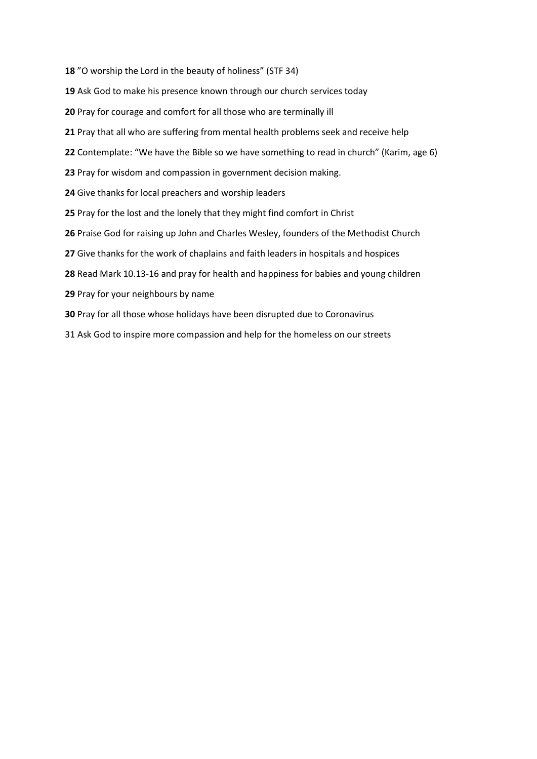**18** "O worship the Lord in the beauty of holiness" (STF 34)

**19** Ask God to make his presence known through our church services today

**20** Pray for courage and comfort for all those who are terminally ill

**21** Pray that all who are suffering from mental health problems seek and receive help

**22** Contemplate: "We have the Bible so we have something to read in church" (Karim, age 6)

**23** Pray for wisdom and compassion in government decision making.

**24** Give thanks for local preachers and worship leaders

**25** Pray for the lost and the lonely that they might find comfort in Christ

**26** Praise God for raising up John and Charles Wesley, founders of the Methodist Church

**27** Give thanks for the work of chaplains and faith leaders in hospitals and hospices

**28** Read Mark 10.13-16 and pray for health and happiness for babies and young children

**29** Pray for your neighbours by name

**30** Pray for all those whose holidays have been disrupted due to Coronavirus

31 Ask God to inspire more compassion and help for the homeless on our streets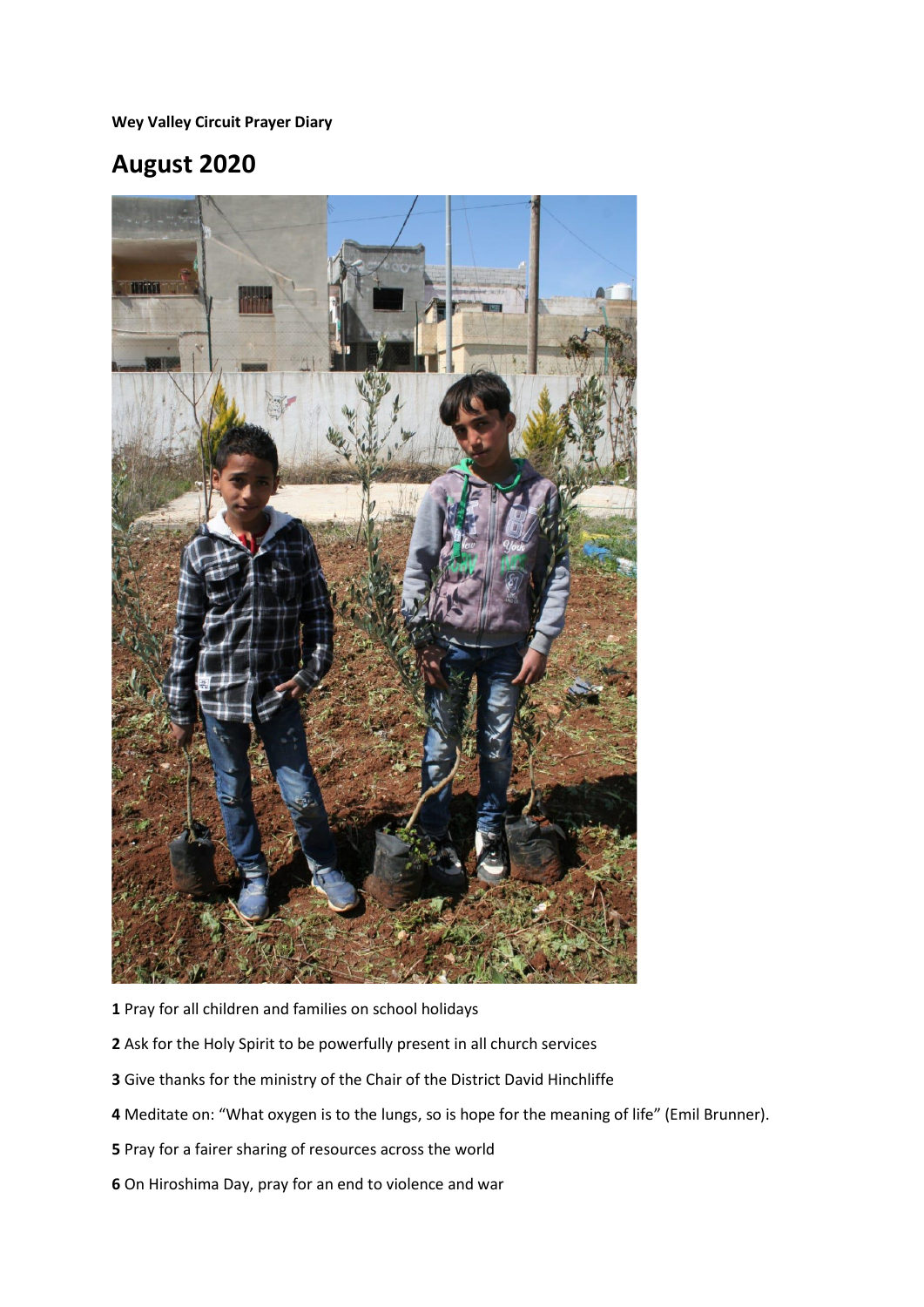**Wey Valley Circuit Prayer Diary**

# August 2020

**1** Pray for all children and families on school holidays

**2** Ask for the Holy Spirit to be powerfully present in all church services

**3** Give thanks for the ministry of the Chair of the District David Hinchliffe

**4** Meditate on: "What oxygen is to the lungs, so is hope for the meaning of life" (Emil Brunner).

**5** Pray for a fairer sharing of resources across the world

**6** On Hiroshima Day, pray for an end to violence and war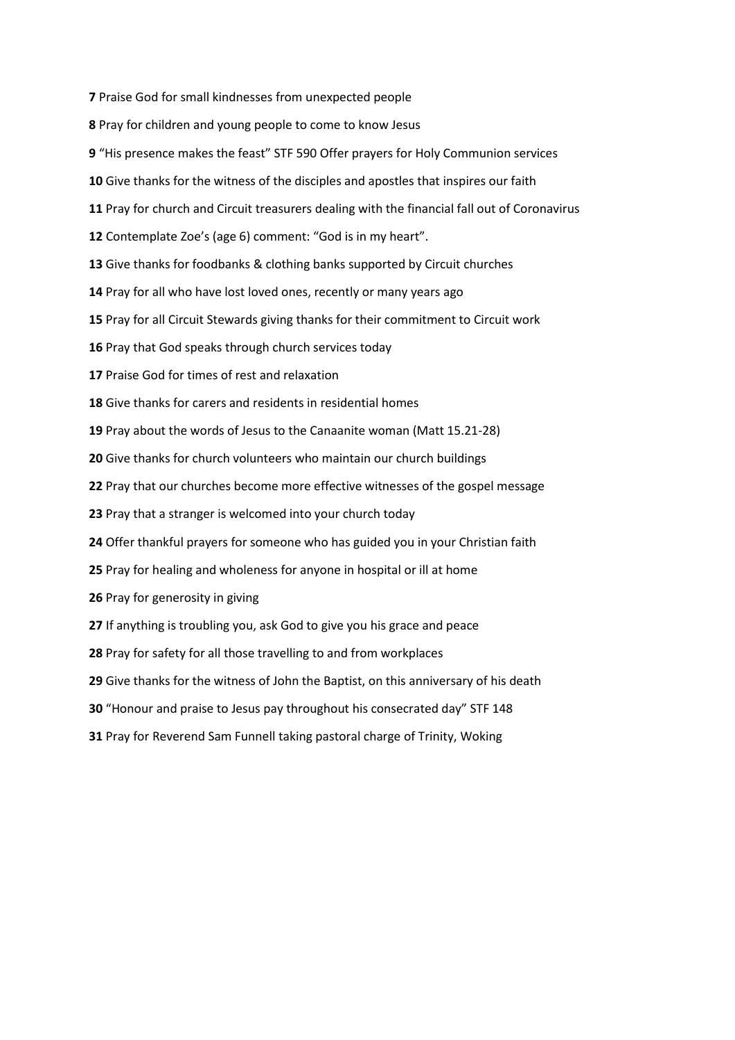**7** Praise God for small kindnesses from unexpected people

**8** Pray for children and young people to come to know Jesus

**9** "His presence makes the feast" STF 590 Offer prayers for Holy Communion services

**10** Give thanks for the witness of the disciples and apostles that inspires our faith

**11** Pray for church and Circuit treasurers dealing with the financial fall out of Coronavirus

**12** Contemplate Zoe's (age 6) comment: "God is in my heart".

**13** Give thanks for foodbanks & clothing banks supported by Circuit churches

**14** Pray for all who have lost loved ones, recently or many years ago

**15** Pray for all Circuit Stewards giving thanks for their commitment to Circuit work

**16** Pray that God speaks through church services today

**17** Praise God for times of rest and relaxation

**18** Give thanks for carers and residents in residential homes

**19** Pray about the words of Jesus to the Canaanite woman (Matt 15.21-28)

**20** Give thanks for church volunteers who maintain our church buildings

**22** Pray that our churches become more effective witnesses of the gospel message

**23** Pray that a stranger is welcomed into your church today

**24** Offer thankful prayers for someone who has guided you in your Christian faith

**25** Pray for healing and wholeness for anyone in hospital or ill at home

**26** Pray for generosity in giving

**27** If anything is troubling you, ask God to give you his grace and peace

**28** Pray for safety for all those travelling to and from workplaces

**29** Give thanks for the witness of John the Baptist, on this anniversary of his death

**30** "Honour and praise to Jesus pay throughout his consecrated day" STF 148

**31** Pray for Reverend Sam Funnell taking pastoral charge of Trinity, Woking